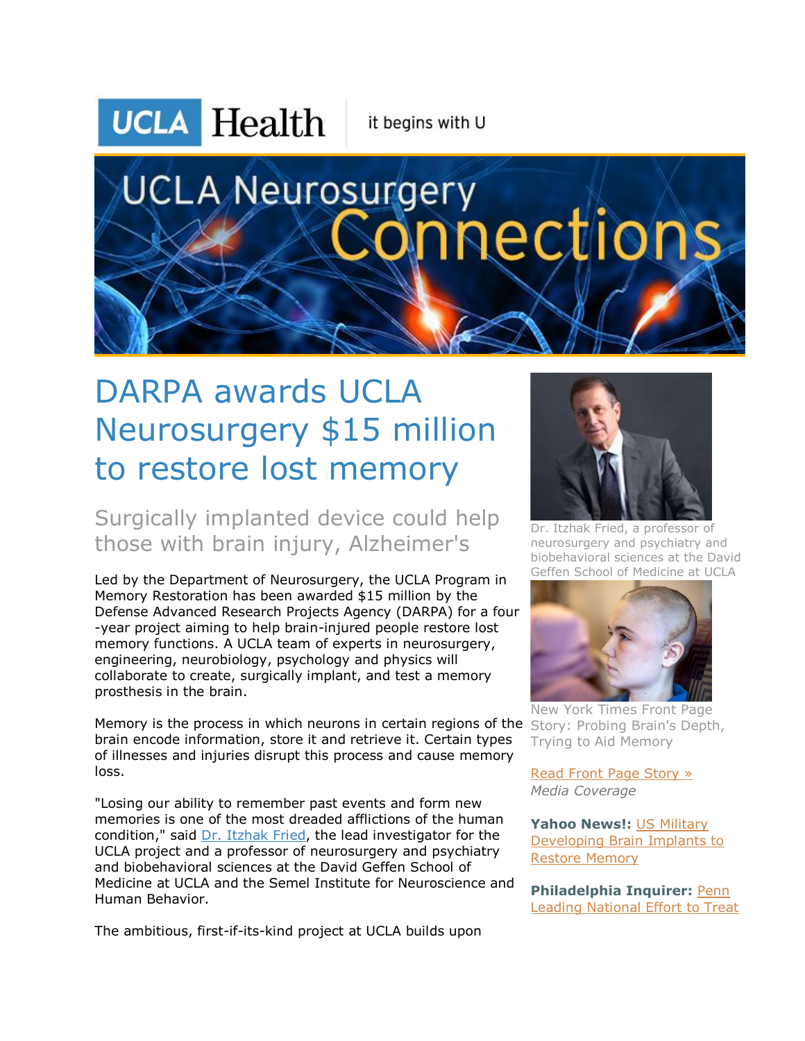UCLA Health | it begins with U

UCLA Neurosurgery Connections

# DARPA awards UCLA Neurosurgery $15 million to restore lost memory

## Surgically implanted device could help those with brain injury, Alzheimer's

Led by the Department of Neurosurgery, the UCLA Program in Memory Restoration has been awarded $15 million by the Defense Advanced Research Projects Agency (DARPA) for a four-year project aiming to help brain-injured people restore lost memory functions. A UCLA team of experts in neurosurgery, engineering, neurobiology, psychology and physics will collaborate to create, surgically implant, and test a memory prosthesis in the brain.

Memory is the process in which neurons in certain regions of the brain encode information, store it and retrieve it. Certain types of illnesses and injuries disrupt this process and cause memory loss.

"Losing our ability to remember past events and form new memories is one of the most dreaded afflictions of the human condition," said Dr. Itzhak Fried, the lead investigator for the UCLA project and a professor of neurosurgery and psychiatry and biobehavioral sciences at the David Geffen School of Medicine at UCLA and the Semel Institute for Neuroscience and Human Behavior.

The ambitious, first-if-its-kind project at UCLA builds upon

Dr. Itzhak Fried, a professor of neurosurgery and psychiatry and biobehavioral sciences at the David Geffen School of Medicine at UCLA

New York Times Front Page Story: Probing Brain's Depth, Trying to Aid Memory

Read Front Page Story »

*Media Coverage*

**Yahoo News!:** US Military Developing Brain Implants to Restore Memory

**Philadelphia Inquirer:** Penn Leading National Effort to Treat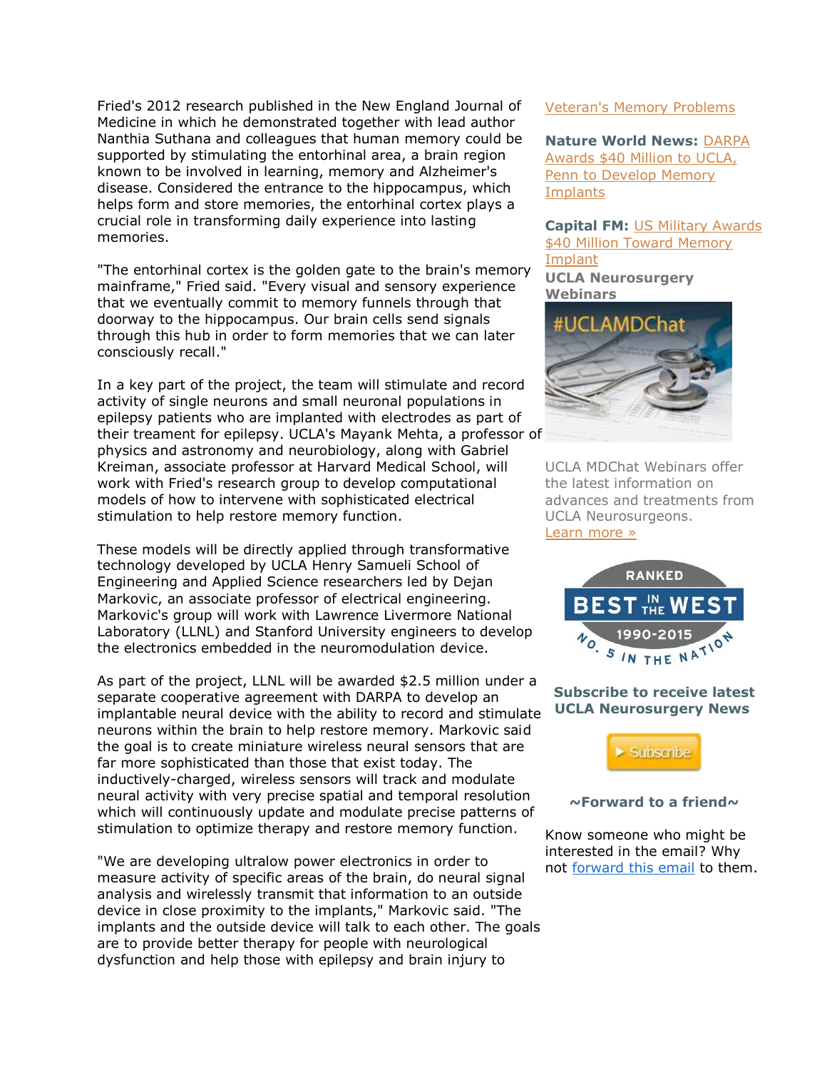Fried's 2012 research published in the New England Journal of Medicine in which he demonstrated together with lead author Nanthia Suthana and colleagues that human memory could be supported by stimulating the entorhinal area, a brain region known to be involved in learning, memory and Alzheimer's disease. Considered the entrance to the hippocampus, which helps form and store memories, the entorhinal cortex plays a crucial role in transforming daily experience into lasting memories.

"The entorhinal cortex is the golden gate to the brain's memory mainframe," Fried said. "Every visual and sensory experience that we eventually commit to memory funnels through that doorway to the hippocampus. Our brain cells send signals through this hub in order to form memories that we can later consciously recall."

In a key part of the project, the team will stimulate and record activity of single neurons and small neuronal populations in epilepsy patients who are implanted with electrodes as part of their treament for epilepsy. UCLA's Mayank Mehta, a professor of physics and astronomy and neurobiology, along with Gabriel Kreiman, associate professor at Harvard Medical School, will work with Fried's research group to develop computational models of how to intervene with sophisticated electrical stimulation to help restore memory function.

These models will be directly applied through transformative technology developed by UCLA Henry Samueli School of Engineering and Applied Science researchers led by Dejan Markovic, an associate professor of electrical engineering. Markovic's group will work with Lawrence Livermore National Laboratory (LLNL) and Stanford University engineers to develop the electronics embedded in the neuromodulation device.

As part of the project, LLNL will be awarded $2.5 million under a separate cooperative agreement with DARPA to develop an implantable neural device with the ability to record and stimulate neurons within the brain to help restore memory. Markovic said the goal is to create miniature wireless neural sensors that are far more sophisticated than those that exist today. The inductively-charged, wireless sensors will track and modulate neural activity with very precise spatial and temporal resolution which will continuously update and modulate precise patterns of stimulation to optimize therapy and restore memory function.

"We are developing ultralow power electronics in order to measure activity of specific areas of the brain, do neural signal analysis and wirelessly transmit that information to an outside device in close proximity to the implants," Markovic said. "The implants and the outside device will talk to each other. The goals are to provide better therapy for people with neurological dysfunction and help those with epilepsy and brain injury to

Veteran's Memory Problems

**Nature World News:** DARPA Awards $40 Million to UCLA, Penn to Develop Memory Implants

**Capital FM:** US Military Awards $40 Million Toward Memory Implant

**UCLA Neurosurgery Webinars**

UCLA MDChat Webinars offer the latest information on advances and treatments from UCLA Neurosurgeons.
Learn more »

RANKED BEST IN THE WEST 1990-2015 NO. 5 IN THE NATION

**Subscribe to receive latest UCLA Neurosurgery News**

Subscribe

**~Forward to a friend~**

Know someone who might be interested in the email? Why not forward this email to them.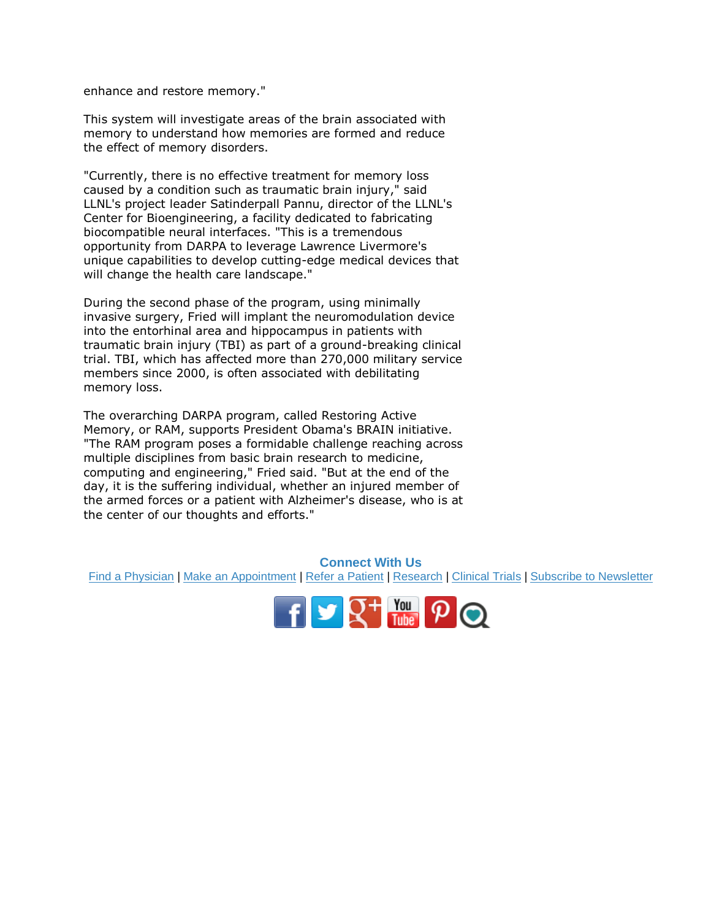enhance and restore memory."

This system will investigate areas of the brain associated with memory to understand how memories are formed and reduce the effect of memory disorders.

"Currently, there is no effective treatment for memory loss caused by a condition such as traumatic brain injury," said LLNL's project leader Satinderpall Pannu, director of the LLNL's Center for Bioengineering, a facility dedicated to fabricating biocompatible neural interfaces. "This is a tremendous opportunity from DARPA to leverage Lawrence Livermore's unique capabilities to develop cutting-edge medical devices that will change the health care landscape."

During the second phase of the program, using minimally invasive surgery, Fried will implant the neuromodulation device into the entorhinal area and hippocampus in patients with traumatic brain injury (TBI) as part of a ground-breaking clinical trial. TBI, which has affected more than 270,000 military service members since 2000, is often associated with debilitating memory loss.

The overarching DARPA program, called Restoring Active Memory, or RAM, supports President Obama's BRAIN initiative. "The RAM program poses a formidable challenge reaching across multiple disciplines from basic brain research to medicine, computing and engineering," Fried said. "But at the end of the day, it is the suffering individual, whether an injured member of the armed forces or a patient with Alzheimer's disease, who is at the center of our thoughts and efforts."

**Connect With Us**

Find a Physician | Make an Appointment | Refer a Patient | Research | Clinical Trials | Subscribe to Newsletter